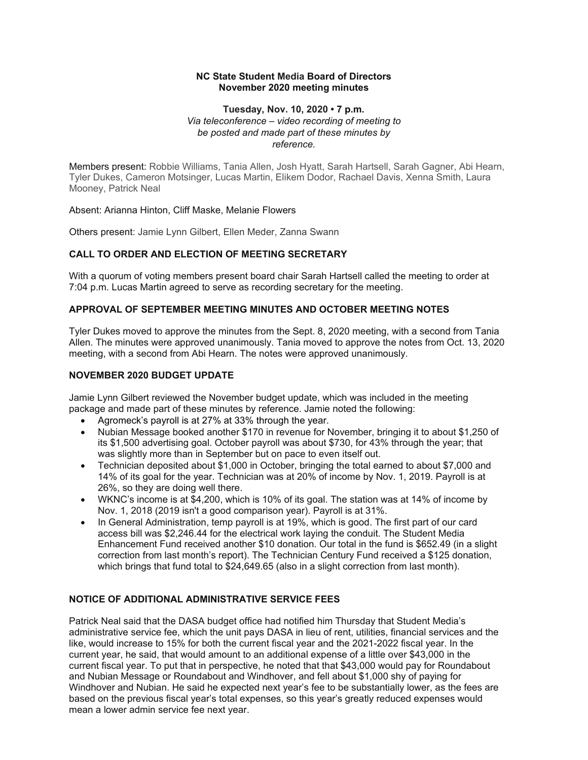**NC State Student Media Board of Directors**
**November 2020 meeting minutes**

**Tuesday, Nov. 10, 2020 • 7 p.m.**
*Via teleconference – video recording of meeting to be posted and made part of these minutes by reference.*

Members present: Robbie Williams, Tania Allen, Josh Hyatt, Sarah Hartsell, Sarah Gagner, Abi Hearn, Tyler Dukes, Cameron Motsinger, Lucas Martin, Elikem Dodor, Rachael Davis, Xenna Smith, Laura Mooney, Patrick Neal

Absent: Arianna Hinton, Cliff Maske, Melanie Flowers

Others present: Jamie Lynn Gilbert, Ellen Meder, Zanna Swann

## CALL TO ORDER AND ELECTION OF MEETING SECRETARY

With a quorum of voting members present board chair Sarah Hartsell called the meeting to order at 7:04 p.m. Lucas Martin agreed to serve as recording secretary for the meeting.

## APPROVAL OF SEPTEMBER MEETING MINUTES AND OCTOBER MEETING NOTES

Tyler Dukes moved to approve the minutes from the Sept. 8, 2020 meeting, with a second from Tania Allen. The minutes were approved unanimously. Tania moved to approve the notes from Oct. 13, 2020 meeting, with a second from Abi Hearn. The notes were approved unanimously.

## NOVEMBER 2020 BUDGET UPDATE

Jamie Lynn Gilbert reviewed the November budget update, which was included in the meeting package and made part of these minutes by reference. Jamie noted the following:

- Agromeck's payroll is at 27% at 33% through the year.
- Nubian Message booked another $170 in revenue for November, bringing it to about $1,250 of its $1,500 advertising goal. October payroll was about $730, for 43% through the year; that was slightly more than in September but on pace to even itself out.
- Technician deposited about $1,000 in October, bringing the total earned to about $7,000 and 14% of its goal for the year. Technician was at 20% of income by Nov. 1, 2019. Payroll is at 26%, so they are doing well there.
- WKNC's income is at $4,200, which is 10% of its goal. The station was at 14% of income by Nov. 1, 2018 (2019 isn't a good comparison year). Payroll is at 31%.
- In General Administration, temp payroll is at 19%, which is good. The first part of our card access bill was $2,246.44 for the electrical work laying the conduit. The Student Media Enhancement Fund received another $10 donation. Our total in the fund is $652.49 (in a slight correction from last month's report). The Technician Century Fund received a $125 donation, which brings that fund total to $24,649.65 (also in a slight correction from last month).

## NOTICE OF ADDITIONAL ADMINISTRATIVE SERVICE FEES

Patrick Neal said that the DASA budget office had notified him Thursday that Student Media's administrative service fee, which the unit pays DASA in lieu of rent, utilities, financial services and the like, would increase to 15% for both the current fiscal year and the 2021-2022 fiscal year. In the current year, he said, that would amount to an additional expense of a little over $43,000 in the current fiscal year. To put that in perspective, he noted that that $43,000 would pay for Roundabout and Nubian Message or Roundabout and Windhover, and fell about $1,000 shy of paying for Windhover and Nubian. He said he expected next year's fee to be substantially lower, as the fees are based on the previous fiscal year's total expenses, so this year's greatly reduced expenses would mean a lower admin service fee next year.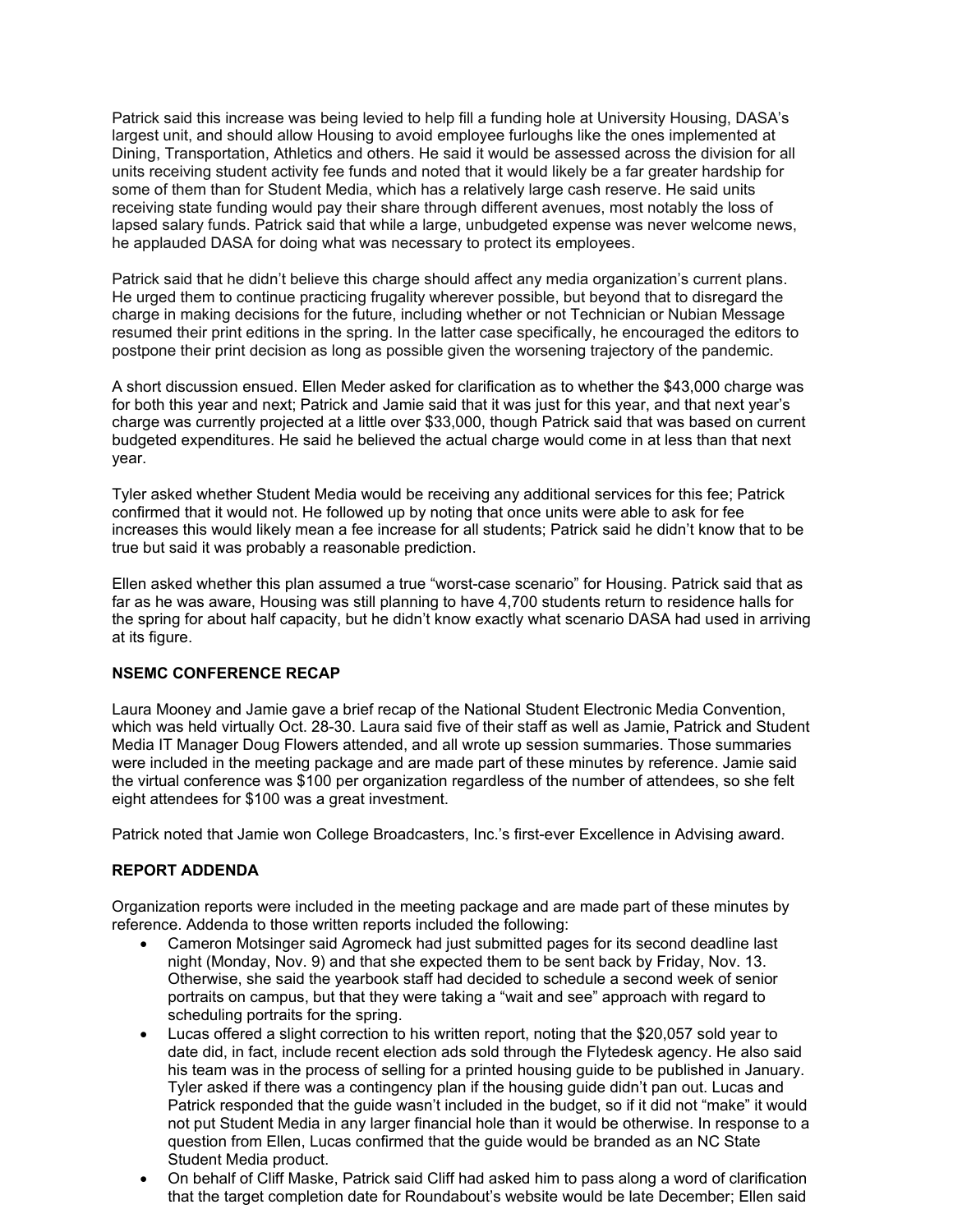Patrick said this increase was being levied to help fill a funding hole at University Housing, DASA's largest unit, and should allow Housing to avoid employee furloughs like the ones implemented at Dining, Transportation, Athletics and others. He said it would be assessed across the division for all units receiving student activity fee funds and noted that it would likely be a far greater hardship for some of them than for Student Media, which has a relatively large cash reserve. He said units receiving state funding would pay their share through different avenues, most notably the loss of lapsed salary funds. Patrick said that while a large, unbudgeted expense was never welcome news, he applauded DASA for doing what was necessary to protect its employees.

Patrick said that he didn't believe this charge should affect any media organization's current plans. He urged them to continue practicing frugality wherever possible, but beyond that to disregard the charge in making decisions for the future, including whether or not Technician or Nubian Message resumed their print editions in the spring. In the latter case specifically, he encouraged the editors to postpone their print decision as long as possible given the worsening trajectory of the pandemic.

A short discussion ensued. Ellen Meder asked for clarification as to whether the $43,000 charge was for both this year and next; Patrick and Jamie said that it was just for this year, and that next year's charge was currently projected at a little over $33,000, though Patrick said that was based on current budgeted expenditures. He said he believed the actual charge would come in at less than that next year.

Tyler asked whether Student Media would be receiving any additional services for this fee; Patrick confirmed that it would not. He followed up by noting that once units were able to ask for fee increases this would likely mean a fee increase for all students; Patrick said he didn't know that to be true but said it was probably a reasonable prediction.

Ellen asked whether this plan assumed a true "worst-case scenario" for Housing. Patrick said that as far as he was aware, Housing was still planning to have 4,700 students return to residence halls for the spring for about half capacity, but he didn't know exactly what scenario DASA had used in arriving at its figure.

**NSEMC CONFERENCE RECAP**

Laura Mooney and Jamie gave a brief recap of the National Student Electronic Media Convention, which was held virtually Oct. 28-30. Laura said five of their staff as well as Jamie, Patrick and Student Media IT Manager Doug Flowers attended, and all wrote up session summaries. Those summaries were included in the meeting package and are made part of these minutes by reference. Jamie said the virtual conference was $100 per organization regardless of the number of attendees, so she felt eight attendees for $100 was a great investment.

Patrick noted that Jamie won College Broadcasters, Inc.'s first-ever Excellence in Advising award.

**REPORT ADDENDA**

Organization reports were included in the meeting package and are made part of these minutes by reference. Addenda to those written reports included the following:

- Cameron Motsinger said Agromeck had just submitted pages for its second deadline last night (Monday, Nov. 9) and that she expected them to be sent back by Friday, Nov. 13. Otherwise, she said the yearbook staff had decided to schedule a second week of senior portraits on campus, but that they were taking a "wait and see" approach with regard to scheduling portraits for the spring.
- Lucas offered a slight correction to his written report, noting that the $20,057 sold year to date did, in fact, include recent election ads sold through the Flytedesk agency. He also said his team was in the process of selling for a printed housing guide to be published in January. Tyler asked if there was a contingency plan if the housing guide didn't pan out. Lucas and Patrick responded that the guide wasn't included in the budget, so if it did not "make" it would not put Student Media in any larger financial hole than it would be otherwise. In response to a question from Ellen, Lucas confirmed that the guide would be branded as an NC State Student Media product.
- On behalf of Cliff Maske, Patrick said Cliff had asked him to pass along a word of clarification that the target completion date for Roundabout's website would be late December; Ellen said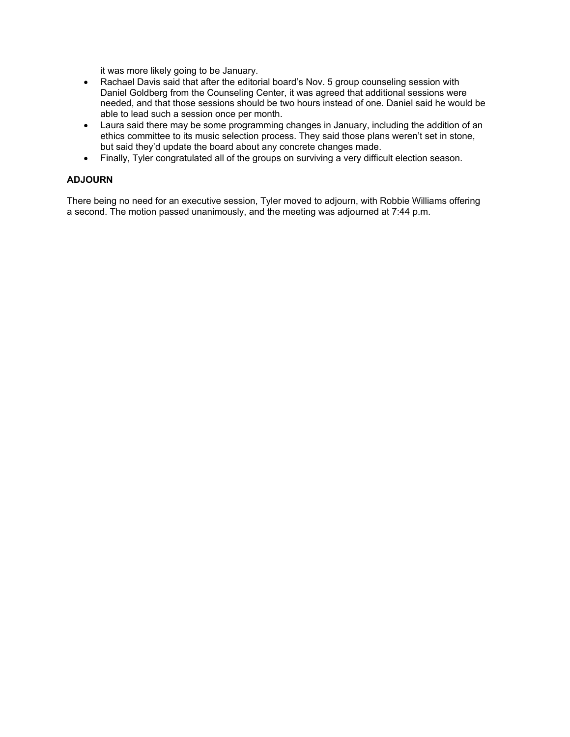it was more likely going to be January.

- Rachael Davis said that after the editorial board's Nov. 5 group counseling session with Daniel Goldberg from the Counseling Center, it was agreed that additional sessions were needed, and that those sessions should be two hours instead of one. Daniel said he would be able to lead such a session once per month.
- Laura said there may be some programming changes in January, including the addition of an ethics committee to its music selection process. They said those plans weren't set in stone, but said they'd update the board about any concrete changes made.
- Finally, Tyler congratulated all of the groups on surviving a very difficult election season.

**ADJOURN**

There being no need for an executive session, Tyler moved to adjourn, with Robbie Williams offering a second. The motion passed unanimously, and the meeting was adjourned at 7:44 p.m.